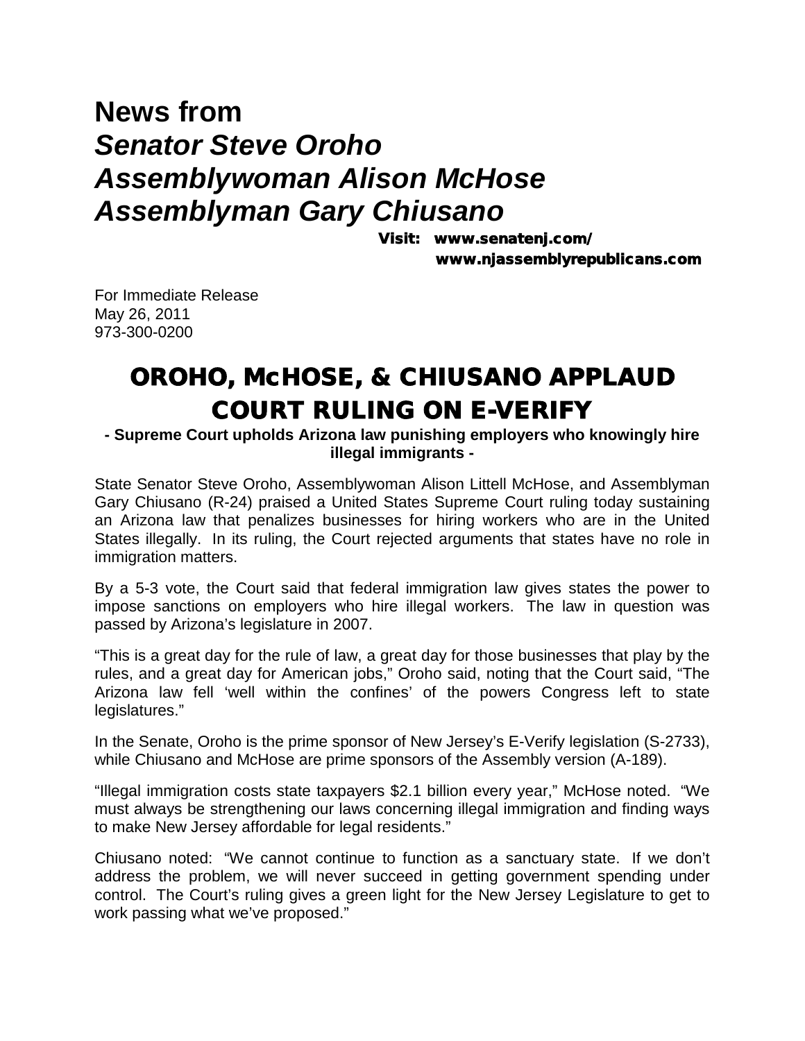# News from *Senator Steve Oroho* *Assemblywoman Alison McHose* *Assemblyman Gary Chiusano*

**Visit: www.senatenj.com/**
**www.njassemblyrepublicans.com**

For Immediate Release
May 26, 2011
973-300-0200

## OROHO, McHOSE, & CHIUSANO APPLAUD COURT RULING ON E-VERIFY

**- Supreme Court upholds Arizona law punishing employers who knowingly hire illegal immigrants -**

State Senator Steve Oroho, Assemblywoman Alison Littell McHose, and Assemblyman Gary Chiusano (R-24) praised a United States Supreme Court ruling today sustaining an Arizona law that penalizes businesses for hiring workers who are in the United States illegally. In its ruling, the Court rejected arguments that states have no role in immigration matters.

By a 5-3 vote, the Court said that federal immigration law gives states the power to impose sanctions on employers who hire illegal workers. The law in question was passed by Arizona's legislature in 2007.

"This is a great day for the rule of law, a great day for those businesses that play by the rules, and a great day for American jobs," Oroho said, noting that the Court said, "The Arizona law fell 'well within the confines' of the powers Congress left to state legislatures."

In the Senate, Oroho is the prime sponsor of New Jersey's E-Verify legislation (S-2733), while Chiusano and McHose are prime sponsors of the Assembly version (A-189).

"Illegal immigration costs state taxpayers $2.1 billion every year," McHose noted. "We must always be strengthening our laws concerning illegal immigration and finding ways to make New Jersey affordable for legal residents."

Chiusano noted: "We cannot continue to function as a sanctuary state. If we don't address the problem, we will never succeed in getting government spending under control. The Court's ruling gives a green light for the New Jersey Legislature to get to work passing what we've proposed."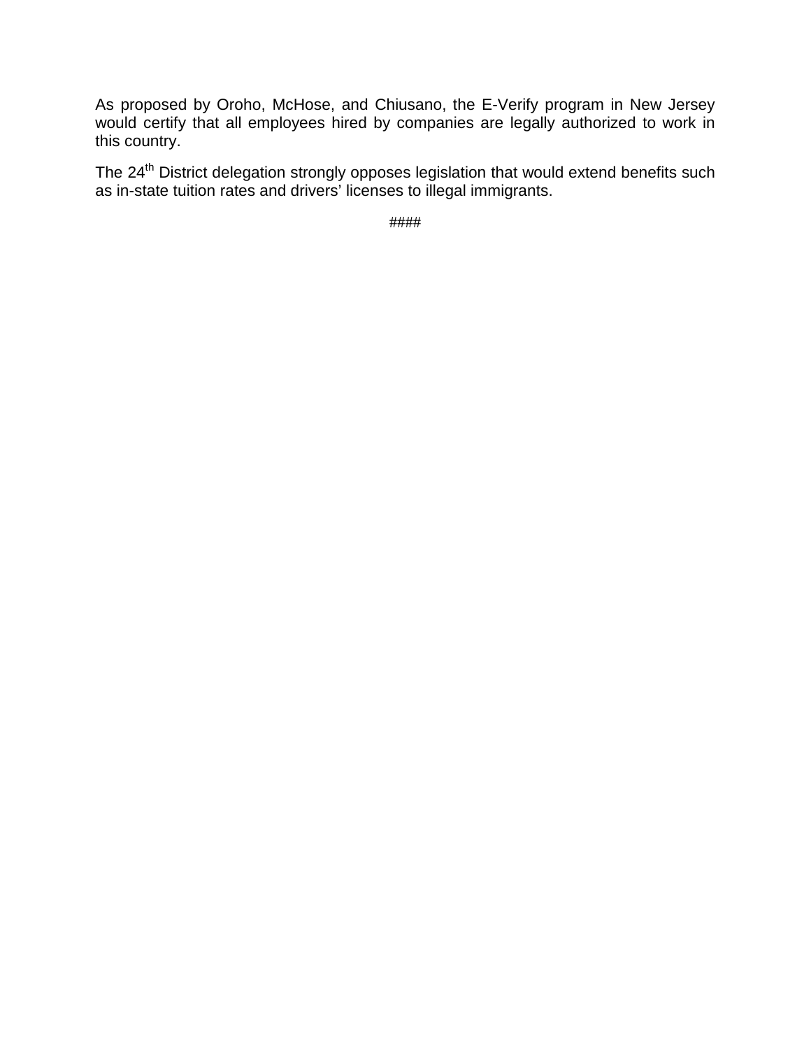As proposed by Oroho, McHose, and Chiusano, the E-Verify program in New Jersey would certify that all employees hired by companies are legally authorized to work in this country.

The 24th District delegation strongly opposes legislation that would extend benefits such as in-state tuition rates and drivers' licenses to illegal immigrants.

####